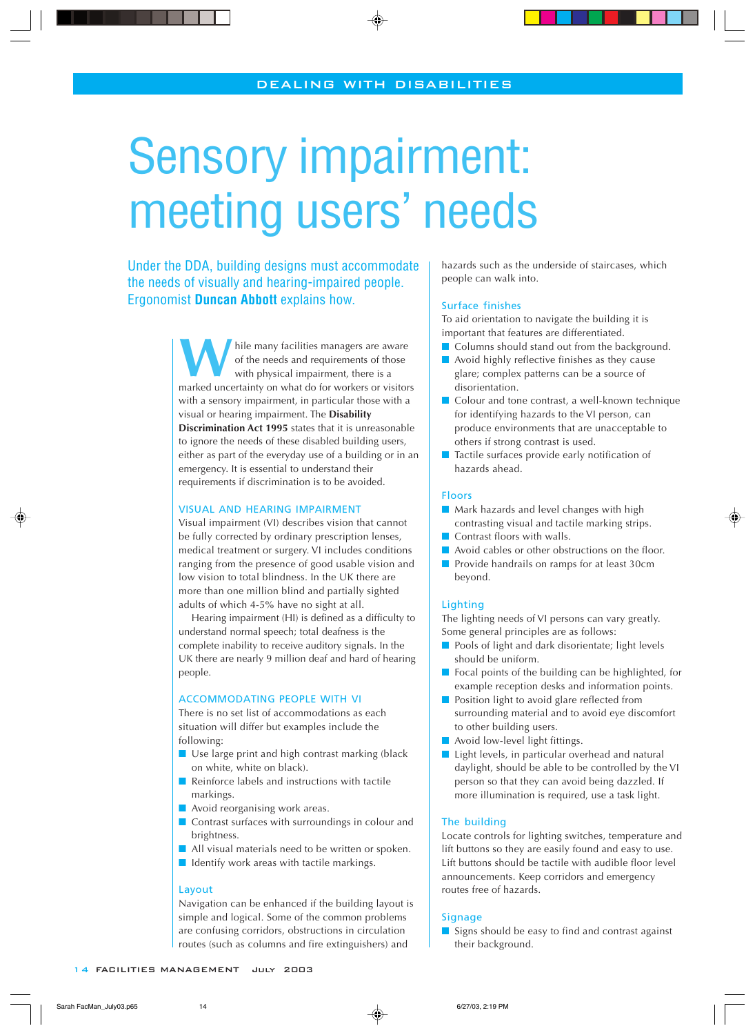DEALING WITH DISABILITIES

# Sensory impairment: meeting users' needs

Under the DDA, building designs must accommodate the needs of visually and hearing-impaired people. Ergonomist **Duncan Abbott** explains how.

While many facilities managers are aware of the needs and requirements of those with physical impairment, there is a marked uncertainty on what do for workers or visitors with a sensory impairment, in particular those with a visual or hearing impairment. The **Disability Discrimination Act 1995** states that it is unreasonable to ignore the needs of these disabled building users, either as part of the everyday use of a building or in an emergency. It is essential to understand their requirements if discrimination is to be avoided.

## VISUAL AND HEARING IMPAIRMENT

Visual impairment (VI) describes vision that cannot be fully corrected by ordinary prescription lenses, medical treatment or surgery. VI includes conditions ranging from the presence of good usable vision and low vision to total blindness. In the UK there are more than one million blind and partially sighted adults of which 4-5% have no sight at all.

Hearing impairment (HI) is defined as a difficulty to understand normal speech; total deafness is the complete inability to receive auditory signals. In the UK there are nearly 9 million deaf and hard of hearing people.

## ACCOMMODATING PEOPLE WITH VI

There is no set list of accommodations as each situation will differ but examples include the following:

- Use large print and high contrast marking (black on white, white on black).
- Reinforce labels and instructions with tactile markings.
- Avoid reorganising work areas.
- Contrast surfaces with surroundings in colour and brightness.
- All visual materials need to be written or spoken.
- Identify work areas with tactile markings.

### Layout

Navigation can be enhanced if the building layout is simple and logical. Some of the common problems are confusing corridors, obstructions in circulation routes (such as columns and fire extinguishers) and hazards such as the underside of staircases, which people can walk into.

### Surface finishes

To aid orientation to navigate the building it is important that features are differentiated.

- Columns should stand out from the background.
- Avoid highly reflective finishes as they cause glare; complex patterns can be a source of disorientation.
- Colour and tone contrast, a well-known technique for identifying hazards to the VI person, can produce environments that are unacceptable to others if strong contrast is used.
- Tactile surfaces provide early notification of hazards ahead.

### Floors

- Mark hazards and level changes with high contrasting visual and tactile marking strips.
- Contrast floors with walls.
- Avoid cables or other obstructions on the floor.
- Provide handrails on ramps for at least 30cm beyond.

### Lighting

The lighting needs of VI persons can vary greatly. Some general principles are as follows:

- Pools of light and dark disorientate; light levels should be uniform.
- Focal points of the building can be highlighted, for example reception desks and information points.
- Position light to avoid glare reflected from surrounding material and to avoid eye discomfort to other building users.
- Avoid low-level light fittings.
- Light levels, in particular overhead and natural daylight, should be able to be controlled by the VI person so that they can avoid being dazzled. If more illumination is required, use a task light.

### The building

Locate controls for lighting switches, temperature and lift buttons so they are easily found and easy to use. Lift buttons should be tactile with audible floor level announcements. Keep corridors and emergency routes free of hazards.

### Signage

- Signs should be easy to find and contrast against their background.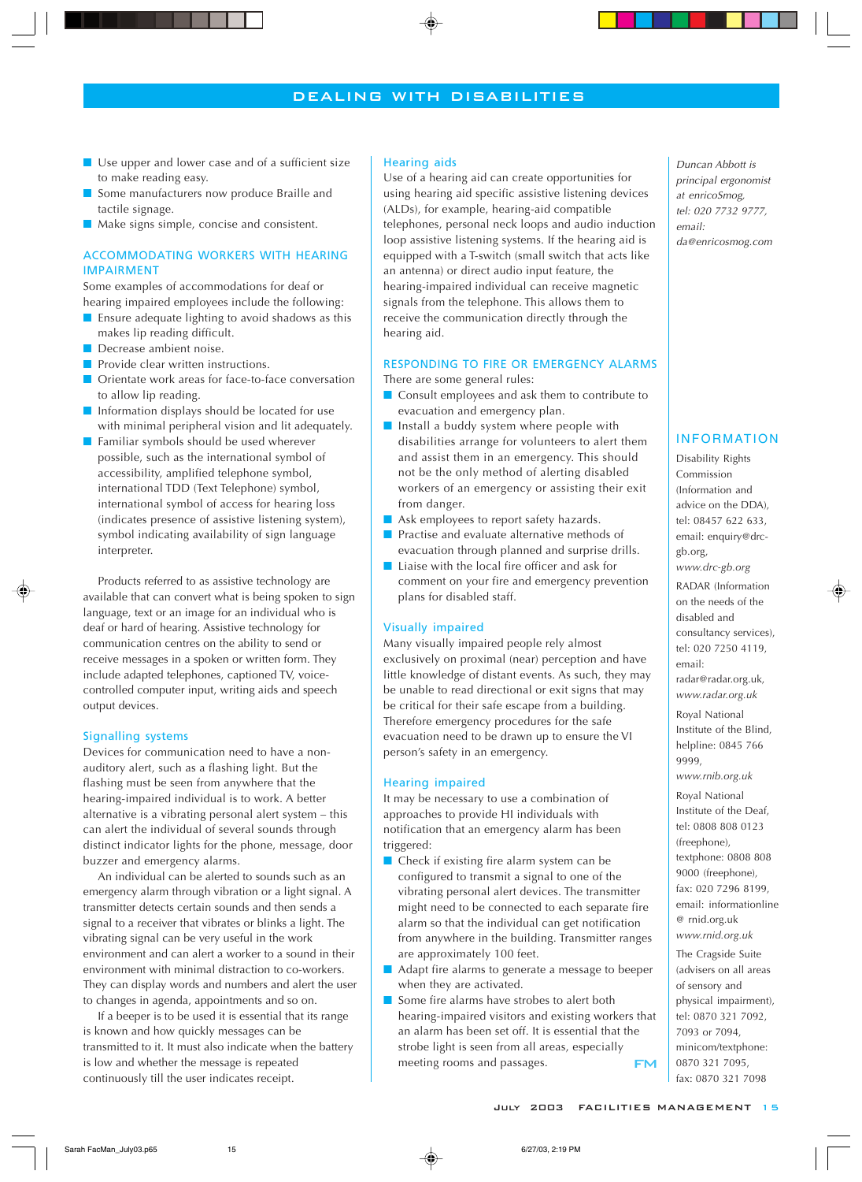- Use upper and lower case and of a sufficient size to make reading easy.
- Some manufacturers now produce Braille and tactile signage.
- Make signs simple, concise and consistent.

## ACCOMMODATING WORKERS WITH HEARING IMPAIRMENT

Some examples of accommodations for deaf or hearing impaired employees include the following:

- Ensure adequate lighting to avoid shadows as this makes lip reading difficult.
- Decrease ambient noise.
- Provide clear written instructions.
- Orientate work areas for face-to-face conversation to allow lip reading.
- Information displays should be located for use with minimal peripheral vision and lit adequately.
- Familiar symbols should be used wherever possible, such as the international symbol of accessibility, amplified telephone symbol, international TDD (Text Telephone) symbol, international symbol of access for hearing loss (indicates presence of assistive listening system), symbol indicating availability of sign language interpreter.

Products referred to as assistive technology are available that can convert what is being spoken to sign language, text or an image for an individual who is deaf or hard of hearing. Assistive technology for communication centres on the ability to send or receive messages in a spoken or written form. They include adapted telephones, captioned TV, voice-controlled computer input, writing aids and speech output devices.

### Signalling systems

Devices for communication need to have a non-auditory alert, such as a flashing light. But the flashing must be seen from anywhere that the hearing-impaired individual is to work. A better alternative is a vibrating personal alert system – this can alert the individual of several sounds through distinct indicator lights for the phone, message, door buzzer and emergency alarms.

An individual can be alerted to sounds such as an emergency alarm through vibration or a light signal. A transmitter detects certain sounds and then sends a signal to a receiver that vibrates or blinks a light. The vibrating signal can be very useful in the work environment and can alert a worker to a sound in their environment with minimal distraction to co-workers. They can display words and numbers and alert the user to changes in agenda, appointments and so on.

If a beeper is to be used it is essential that its range is known and how quickly messages can be transmitted to it. It must also indicate when the battery is low and whether the message is repeated continuously till the user indicates receipt.

### Hearing aids

Use of a hearing aid can create opportunities for using hearing aid specific assistive listening devices (ALDs), for example, hearing-aid compatible telephones, personal neck loops and audio induction loop assistive listening systems. If the hearing aid is equipped with a T-switch (small switch that acts like an antenna) or direct audio input feature, the hearing-impaired individual can receive magnetic signals from the telephone. This allows them to receive the communication directly through the hearing aid.

## RESPONDING TO FIRE OR EMERGENCY ALARMS

There are some general rules:

- Consult employees and ask them to contribute to evacuation and emergency plan.
- Install a buddy system where people with disabilities arrange for volunteers to alert them and assist them in an emergency. This should not be the only method of alerting disabled workers of an emergency or assisting their exit from danger.
- Ask employees to report safety hazards.
- Practise and evaluate alternative methods of evacuation through planned and surprise drills.
- Liaise with the local fire officer and ask for comment on your fire and emergency prevention plans for disabled staff.

### Visually impaired

Many visually impaired people rely almost exclusively on proximal (near) perception and have little knowledge of distant events. As such, they may be unable to read directional or exit signs that may be critical for their safe escape from a building. Therefore emergency procedures for the safe evacuation need to be drawn up to ensure the VI person's safety in an emergency.

### Hearing impaired

It may be necessary to use a combination of approaches to provide HI individuals with notification that an emergency alarm has been triggered:

- Check if existing fire alarm system can be configured to transmit a signal to one of the vibrating personal alert devices. The transmitter might need to be connected to each separate fire alarm so that the individual can get notification from anywhere in the building. Transmitter ranges are approximately 100 feet.
- Adapt fire alarms to generate a message to beeper when they are activated.
- Some fire alarms have strobes to alert both hearing-impaired visitors and existing workers that an alarm has been set off. It is essential that the strobe light is seen from all areas, especially meeting rooms and passages.

FM

*Duncan Abbott is principal ergonomist at enricoSmog, tel: 020 7732 9777, email: da@enricosmog.com*

## INFORMATION

Disability Rights Commission (Information and advice on the DDA), tel: 08457 622 633, email: enquiry@drc-gb.org, *www.drc-gb.org*

RADAR (Information on the needs of the disabled and consultancy services), tel: 020 7250 4119, email: radar@radar.org.uk, *www.radar.org.uk*

Royal National Institute of the Blind, helpline: 0845 766 9999, *www.rnib.org.uk*

Royal National Institute of the Deaf, tel: 0808 808 0123 (freephone), textphone: 0808 808 9000 (freephone), fax: 020 7296 8199, email: informationline @ rnid.org.uk *www.rnid.org.uk*

The Cragside Suite (advisers on all areas of sensory and physical impairment), tel: 0870 321 7092, 7093 or 7094, minicom/textphone: 0870 321 7095, fax: 0870 321 7098